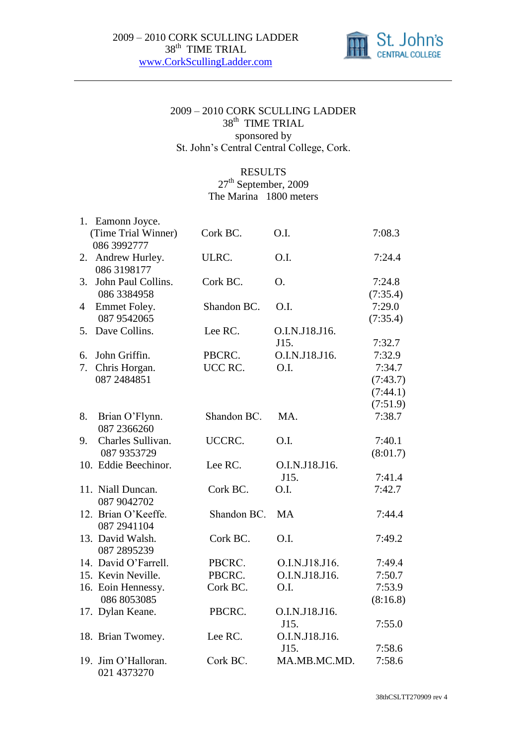# 2009 – 2010 CORK SCULLING LADDER
## 38th TIME TRIAL
sponsored by
St. John's Central Central College, Cork.

## RESULTS
27th September, 2009
The Marina 1800 meters

| | Name | Club | Category | Time |
|---|---|---|---|---|
| 1. | Eamonn Joyce. (Time Trial Winner) 086 3992777 | Cork BC. | O.I. | 7:08.3 |
| 2. | Andrew Hurley. 086 3198177 | ULRC. | O.I. | 7:24.4 |
| 3. | John Paul Collins. 086 3384958 | Cork BC. | O. | 7:24.8 (7:35.4) |
| 4 | Emmet Foley. 087 9542065 | Shandon BC. | O.I. | 7:29.0 (7:35.4) |
| 5. | Dave Collins. | Lee RC. | O.I.N.J18.J16. J15. | 7:32.7 |
| 6. | John Griffin. | PBCRC. | O.I.N.J18.J16. | 7:32.9 |
| 7. | Chris Horgan. 087 2484851 | UCC RC. | O.I. | 7:34.7 (7:43.7) (7:44.1) (7:51.9) |
| 8. | Brian O'Flynn. 087 2366260 | Shandon BC. | MA. | 7:38.7 |
| 9. | Charles Sullivan. 087 9353729 | UCCRC. | O.I. | 7:40.1 (8:01.7) |
| 10. | Eddie Beechinor. | Lee RC. | O.I.N.J18.J16. J15. | 7:41.4 |
| 11. | Niall Duncan. 087 9042702 | Cork BC. | O.I. | 7:42.7 |
| 12. | Brian O'Keeffe. 087 2941104 | Shandon BC. | MA | 7:44.4 |
| 13. | David Walsh. 087 2895239 | Cork BC. | O.I. | 7:49.2 |
| 14. | David O'Farrell. | PBCRC. | O.I.N.J18.J16. | 7:49.4 |
| 15. | Kevin Neville. | PBCRC. | O.I.N.J18.J16. | 7:50.7 |
| 16. | Eoin Hennessy. 086 8053085 | Cork BC. | O.I. | 7:53.9 (8:16.8) |
| 17. | Dylan Keane. | PBCRC. | O.I.N.J18.J16. J15. | 7:55.0 |
| 18. | Brian Twomey. | Lee RC. | O.I.N.J18.J16. J15. | 7:58.6 |
| 19. | Jim O'Halloran. 021 4373270 | Cork BC. | MA.MB.MC.MD. | 7:58.6 |

38thCSLTT270909 rev 4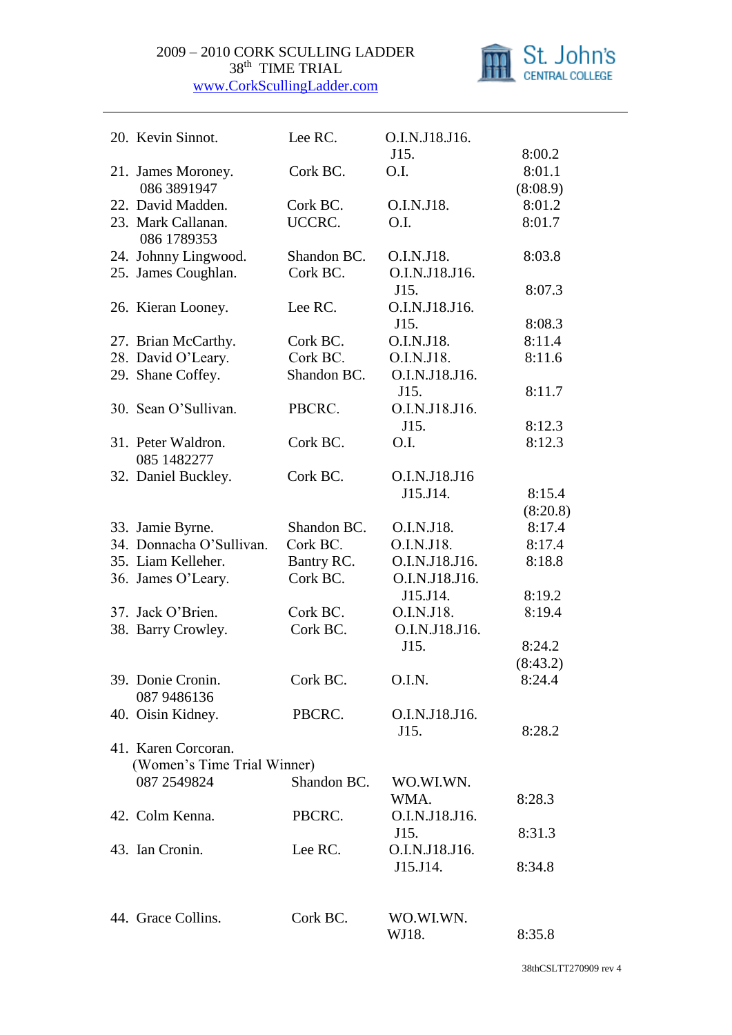2009 – 2010 CORK SCULLING LADDER
38th TIME TRIAL
www.CorkScullingLadder.com

| No. | Name | Club | Categories | Time |
|---|---|---|---|---|
| 20. | Kevin Sinnot. | Lee RC. | O.I.N.J18.J16. J15. | 8:00.2 |
| 21. | James Moroney. 086 3891947 | Cork BC. | O.I. | 8:01.1 (8:08.9) |
| 22. | David Madden. | Cork BC. | O.I.N.J18. | 8:01.2 |
| 23. | Mark Callanan. 086 1789353 | UCCRC. | O.I. | 8:01.7 |
| 24. | Johnny Lingwood. | Shandon BC. | O.I.N.J18. | 8:03.8 |
| 25. | James Coughlan. | Cork BC. | O.I.N.J18.J16. J15. | 8:07.3 |
| 26. | Kieran Looney. | Lee RC. | O.I.N.J18.J16. J15. | 8:08.3 |
| 27. | Brian McCarthy. | Cork BC. | O.I.N.J18. | 8:11.4 |
| 28. | David O'Leary. | Cork BC. | O.I.N.J18. | 8:11.6 |
| 29. | Shane Coffey. | Shandon BC. | O.I.N.J18.J16. J15. | 8:11.7 |
| 30. | Sean O'Sullivan. | PBCRC. | O.I.N.J18.J16. J15. | 8:12.3 |
| 31. | Peter Waldron. 085 1482277 | Cork BC. | O.I. | 8:12.3 |
| 32. | Daniel Buckley. | Cork BC. | O.I.N.J18.J16 J15.J14. | 8:15.4 (8:20.8) |
| 33. | Jamie Byrne. | Shandon BC. | O.I.N.J18. | 8:17.4 |
| 34. | Donnacha O'Sullivan. | Cork BC. | O.I.N.J18. | 8:17.4 |
| 35. | Liam Kelleher. | Bantry RC. | O.I.N.J18.J16. | 8:18.8 |
| 36. | James O'Leary. | Cork BC. | O.I.N.J18.J16. J15.J14. | 8:19.2 |
| 37. | Jack O'Brien. | Cork BC. | O.I.N.J18. | 8:19.4 |
| 38. | Barry Crowley. | Cork BC. | O.I.N.J18.J16. J15. | 8:24.2 (8:43.2) |
| 39. | Donie Cronin. 087 9486136 | Cork BC. | O.I.N. | 8:24.4 |
| 40. | Oisin Kidney. | PBCRC. | O.I.N.J18.J16. J15. | 8:28.2 |
| 41. | Karen Corcoran. (Women's Time Trial Winner) 087 2549824 | Shandon BC. | WO.WI.WN. WMA. | 8:28.3 |
| 42. | Colm Kenna. | PBCRC. | O.I.N.J18.J16. J15. | 8:31.3 |
| 43. | Ian Cronin. | Lee RC. | O.I.N.J18.J16. J15.J14. | 8:34.8 |
| 44. | Grace Collins. | Cork BC. | WO.WI.WN. WJ18. | 8:35.8 |

38thCSLTT270909 rev 4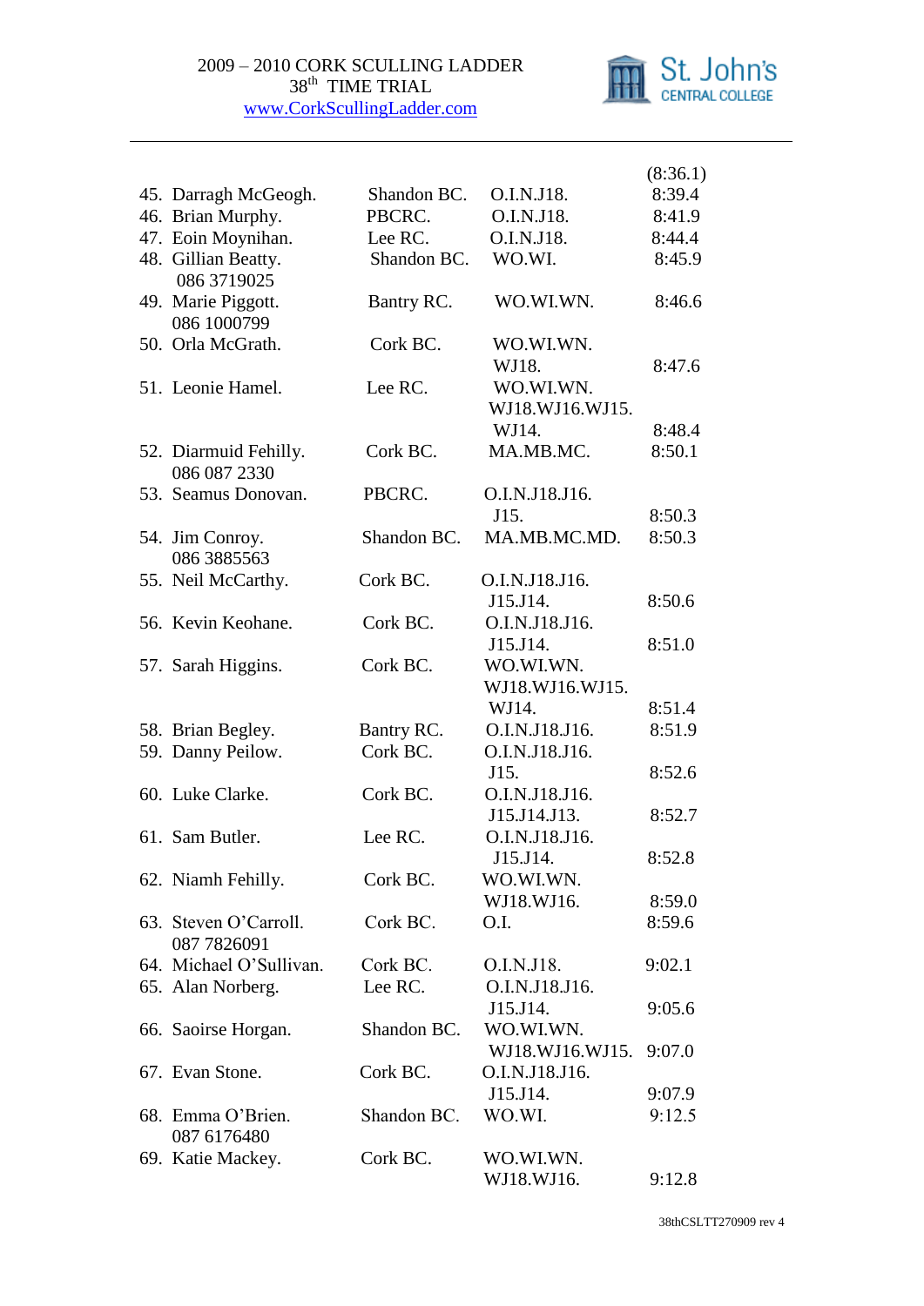2009 – 2010 CORK SCULLING LADDER
38th TIME TRIAL
www.CorkScullingLadder.com

| | | | |
|---|---|---|---|
| | | | (8:36.1) |
| 45. Darragh McGeogh. | Shandon BC. | O.I.N.J18. | 8:39.4 |
| 46. Brian Murphy. | PBCRC. | O.I.N.J18. | 8:41.9 |
| 47. Eoin Moynihan. | Lee RC. | O.I.N.J18. | 8:44.4 |
| 48. Gillian Beatty. 086 3719025 | Shandon BC. | WO.WI. | 8:45.9 |
| 49. Marie Piggott. 086 1000799 | Bantry RC. | WO.WI.WN. | 8:46.6 |
| 50. Orla McGrath. | Cork BC. | WO.WI.WN. WJ18. | 8:47.6 |
| 51. Leonie Hamel. | Lee RC. | WO.WI.WN. WJ18.WJ16.WJ15. WJ14. | 8:48.4 |
| 52. Diarmuid Fehilly. 086 087 2330 | Cork BC. | MA.MB.MC. | 8:50.1 |
| 53. Seamus Donovan. | PBCRC. | O.I.N.J18.J16. J15. | 8:50.3 |
| 54. Jim Conroy. 086 3885563 | Shandon BC. | MA.MB.MC.MD. | 8:50.3 |
| 55. Neil McCarthy. | Cork BC. | O.I.N.J18.J16. J15.J14. | 8:50.6 |
| 56. Kevin Keohane. | Cork BC. | O.I.N.J18.J16. J15.J14. | 8:51.0 |
| 57. Sarah Higgins. | Cork BC. | WO.WI.WN. WJ18.WJ16.WJ15. WJ14. | 8:51.4 |
| 58. Brian Begley. | Bantry RC. | O.I.N.J18.J16. | 8:51.9 |
| 59. Danny Peilow. | Cork BC. | O.I.N.J18.J16. J15. | 8:52.6 |
| 60. Luke Clarke. | Cork BC. | O.I.N.J18.J16. J15.J14.J13. | 8:52.7 |
| 61. Sam Butler. | Lee RC. | O.I.N.J18.J16. J15.J14. | 8:52.8 |
| 62. Niamh Fehilly. | Cork BC. | WO.WI.WN. WJ18.WJ16. | 8:59.0 |
| 63. Steven O'Carroll. 087 7826091 | Cork BC. | O.I. | 8:59.6 |
| 64. Michael O'Sullivan. | Cork BC. | O.I.N.J18. | 9:02.1 |
| 65. Alan Norberg. | Lee RC. | O.I.N.J18.J16. J15.J14. | 9:05.6 |
| 66. Saoirse Horgan. | Shandon BC. | WO.WI.WN. WJ18.WJ16.WJ15. | 9:07.0 |
| 67. Evan Stone. | Cork BC. | O.I.N.J18.J16. J15.J14. | 9:07.9 |
| 68. Emma O'Brien. 087 6176480 | Shandon BC. | WO.WI. | 9:12.5 |
| 69. Katie Mackey. | Cork BC. | WO.WI.WN. WJ18.WJ16. | 9:12.8 |

38thCSLTT270909 rev 4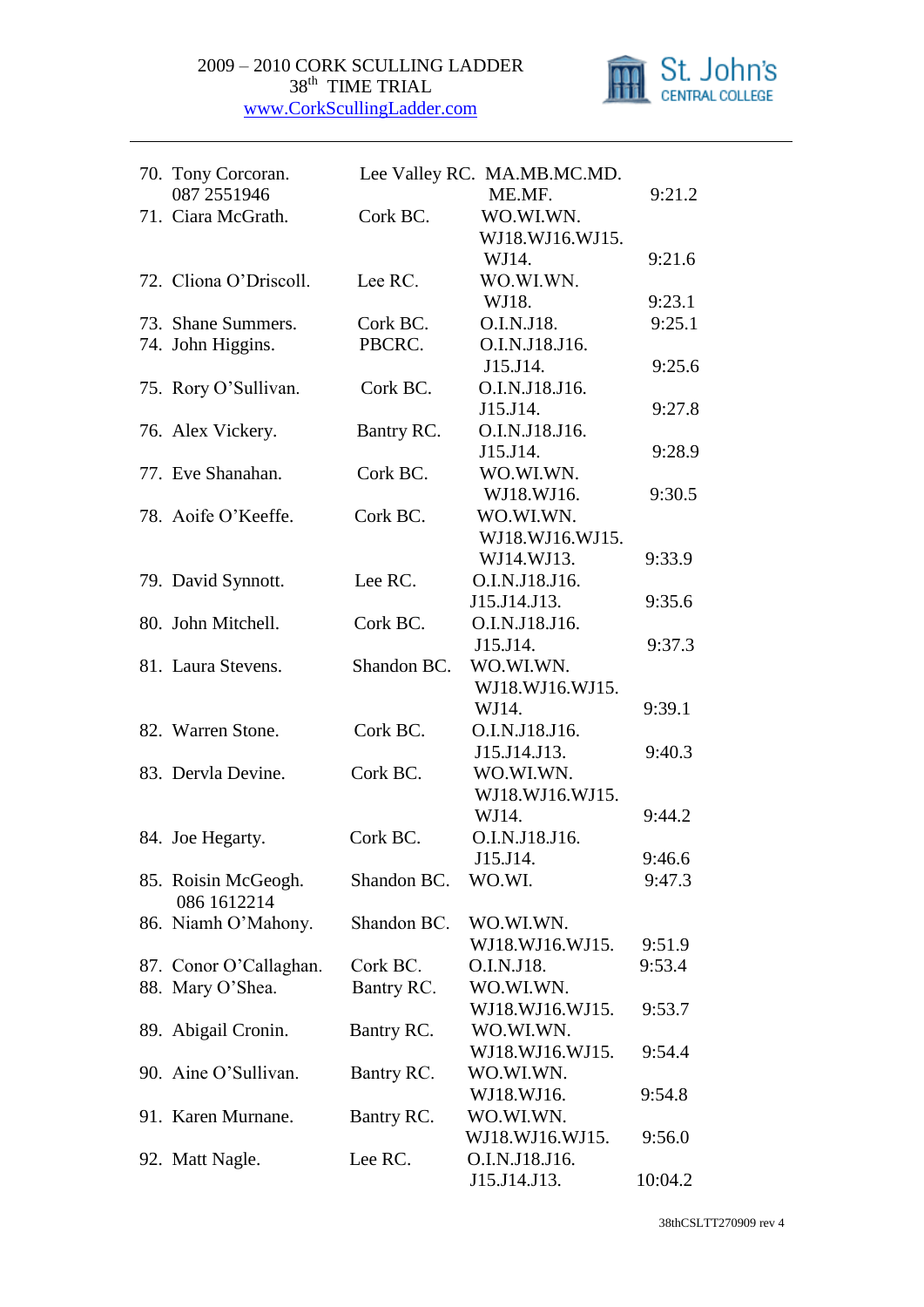2009 – 2010 CORK SCULLING LADDER
38th TIME TRIAL
www.CorkScullingLadder.com

St. John's CENTRAL COLLEGE

| | | | |
|---|---|---|---|
| 70. Tony Corcoran. 087 2551946 | Lee Valley RC. | MA.MB.MC.MD. ME.MF. | 9:21.2 |
| 71. Ciara McGrath. | Cork BC. | WO.WI.WN. WJ18.WJ16.WJ15. WJ14. | 9:21.6 |
| 72. Cliona O'Driscoll. | Lee RC. | WO.WI.WN. WJ18. | 9:23.1 |
| 73. Shane Summers. | Cork BC. | O.I.N.J18. | 9:25.1 |
| 74. John Higgins. | PBCRC. | O.I.N.J18.J16. J15.J14. | 9:25.6 |
| 75. Rory O'Sullivan. | Cork BC. | O.I.N.J18.J16. J15.J14. | 9:27.8 |
| 76. Alex Vickery. | Bantry RC. | O.I.N.J18.J16. J15.J14. | 9:28.9 |
| 77. Eve Shanahan. | Cork BC. | WO.WI.WN. WJ18.WJ16. | 9:30.5 |
| 78. Aoife O'Keeffe. | Cork BC. | WO.WI.WN. WJ18.WJ16.WJ15. WJ14.WJ13. | 9:33.9 |
| 79. David Synnott. | Lee RC. | O.I.N.J18.J16. J15.J14.J13. | 9:35.6 |
| 80. John Mitchell. | Cork BC. | O.I.N.J18.J16. J15.J14. | 9:37.3 |
| 81. Laura Stevens. | Shandon BC. | WO.WI.WN. WJ18.WJ16.WJ15. WJ14. | 9:39.1 |
| 82. Warren Stone. | Cork BC. | O.I.N.J18.J16. J15.J14.J13. | 9:40.3 |
| 83. Dervla Devine. | Cork BC. | WO.WI.WN. WJ18.WJ16.WJ15. WJ14. | 9:44.2 |
| 84. Joe Hegarty. | Cork BC. | O.I.N.J18.J16. J15.J14. | 9:46.6 |
| 85. Roisin McGeogh. 086 1612214 | Shandon BC. | WO.WI. | 9:47.3 |
| 86. Niamh O'Mahony. | Shandon BC. | WO.WI.WN. WJ18.WJ16.WJ15. | 9:51.9 |
| 87. Conor O'Callaghan. | Cork BC. | O.I.N.J18. | 9:53.4 |
| 88. Mary O'Shea. | Bantry RC. | WO.WI.WN. WJ18.WJ16.WJ15. | 9:53.7 |
| 89. Abigail Cronin. | Bantry RC. | WO.WI.WN. WJ18.WJ16.WJ15. | 9:54.4 |
| 90. Aine O'Sullivan. | Bantry RC. | WO.WI.WN. WJ18.WJ16. | 9:54.8 |
| 91. Karen Murnane. | Bantry RC. | WO.WI.WN. WJ18.WJ16.WJ15. | 9:56.0 |
| 92. Matt Nagle. | Lee RC. | O.I.N.J18.J16. J15.J14.J13. | 10:04.2 |

38thCSLTT270909 rev 4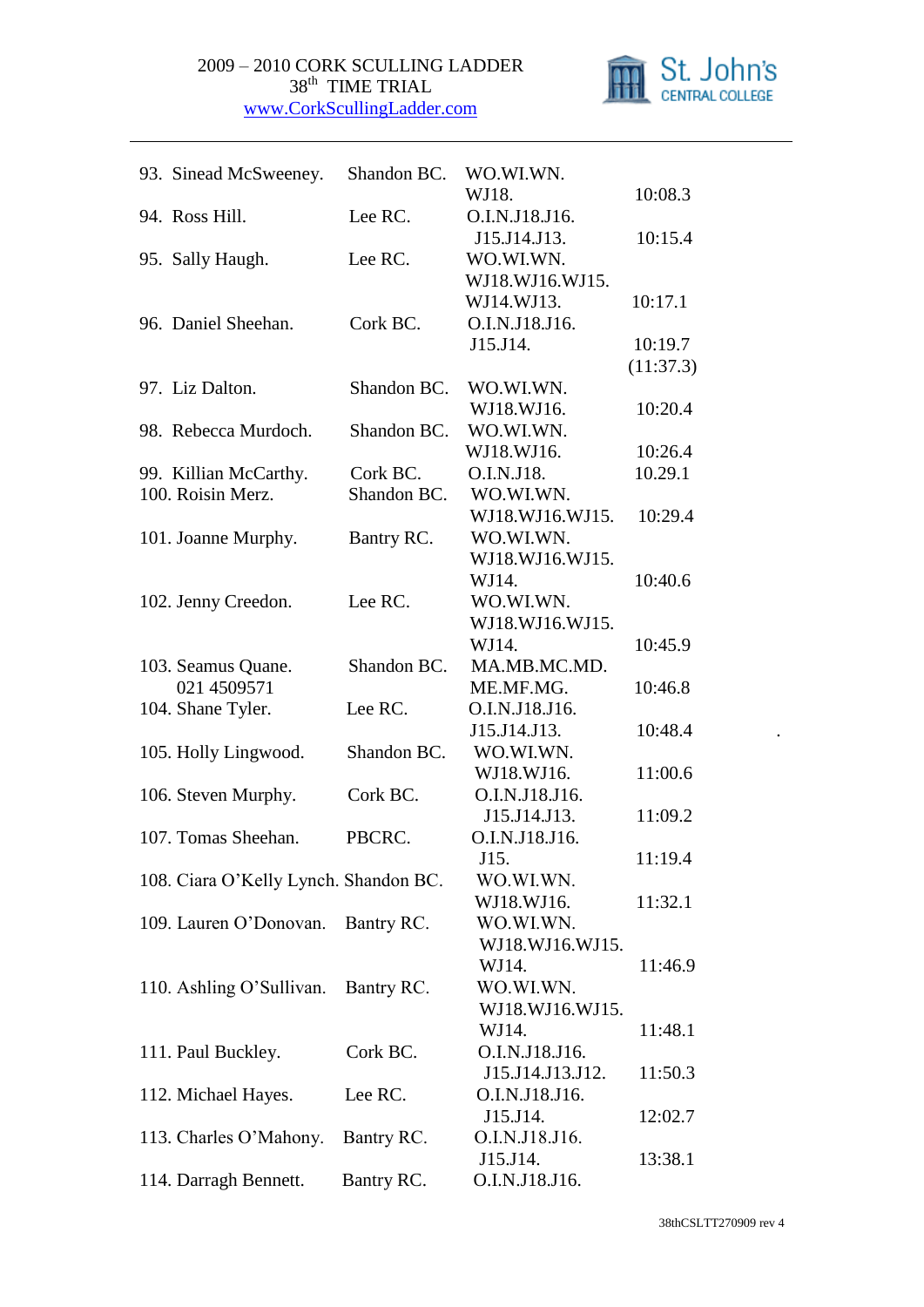2009 – 2010 CORK SCULLING LADDER
38th TIME TRIAL
www.CorkScullingLadder.com

| No. | Name | Club | Categories | Time |
|---|---|---|---|---|
| 93. | Sinead McSweeney. | Shandon BC. | WO.WI.WN. WJ18. | 10:08.3 |
| 94. | Ross Hill. | Lee RC. | O.I.N.J18.J16. J15.J14.J13. | 10:15.4 |
| 95. | Sally Haugh. | Lee RC. | WO.WI.WN. WJ18.WJ16.WJ15. WJ14.WJ13. | 10:17.1 |
| 96. | Daniel Sheehan. | Cork BC. | O.I.N.J18.J16. J15.J14. | 10:19.7 (11:37.3) |
| 97. | Liz Dalton. | Shandon BC. | WO.WI.WN. WJ18.WJ16. | 10:20.4 |
| 98. | Rebecca Murdoch. | Shandon BC. | WO.WI.WN. WJ18.WJ16. | 10:26.4 |
| 99. | Killian McCarthy. | Cork BC. | O.I.N.J18. | 10.29.1 |
| 100. | Roisin Merz. | Shandon BC. | WO.WI.WN. WJ18.WJ16.WJ15. | 10:29.4 |
| 101. | Joanne Murphy. | Bantry RC. | WO.WI.WN. WJ18.WJ16.WJ15. WJ14. | 10:40.6 |
| 102. | Jenny Creedon. | Lee RC. | WO.WI.WN. WJ18.WJ16.WJ15. WJ14. | 10:45.9 |
| 103. | Seamus Quane. 021 4509571 | Shandon BC. | MA.MB.MC.MD. ME.MF.MG. | 10:46.8 |
| 104. | Shane Tyler. | Lee RC. | O.I.N.J18.J16. J15.J14.J13. | 10:48.4 |
| 105. | Holly Lingwood. | Shandon BC. | WO.WI.WN. WJ18.WJ16. | 11:00.6 |
| 106. | Steven Murphy. | Cork BC. | O.I.N.J18.J16. J15.J14.J13. | 11:09.2 |
| 107. | Tomas Sheehan. | PBCRC. | O.I.N.J18.J16. J15. | 11:19.4 |
| 108. | Ciara O'Kelly Lynch. | Shandon BC. | WO.WI.WN. WJ18.WJ16. | 11:32.1 |
| 109. | Lauren O'Donovan. | Bantry RC. | WO.WI.WN. WJ18.WJ16.WJ15. WJ14. | 11:46.9 |
| 110. | Ashling O'Sullivan. | Bantry RC. | WO.WI.WN. WJ18.WJ16.WJ15. WJ14. | 11:48.1 |
| 111. | Paul Buckley. | Cork BC. | O.I.N.J18.J16. J15.J14.J13.J12. | 11:50.3 |
| 112. | Michael Hayes. | Lee RC. | O.I.N.J18.J16. J15.J14. | 12:02.7 |
| 113. | Charles O'Mahony. | Bantry RC. | O.I.N.J18.J16. J15.J14. | 13:38.1 |
| 114. | Darragh Bennett. | Bantry RC. | O.I.N.J18.J16. | |

38thCSLTT270909 rev 4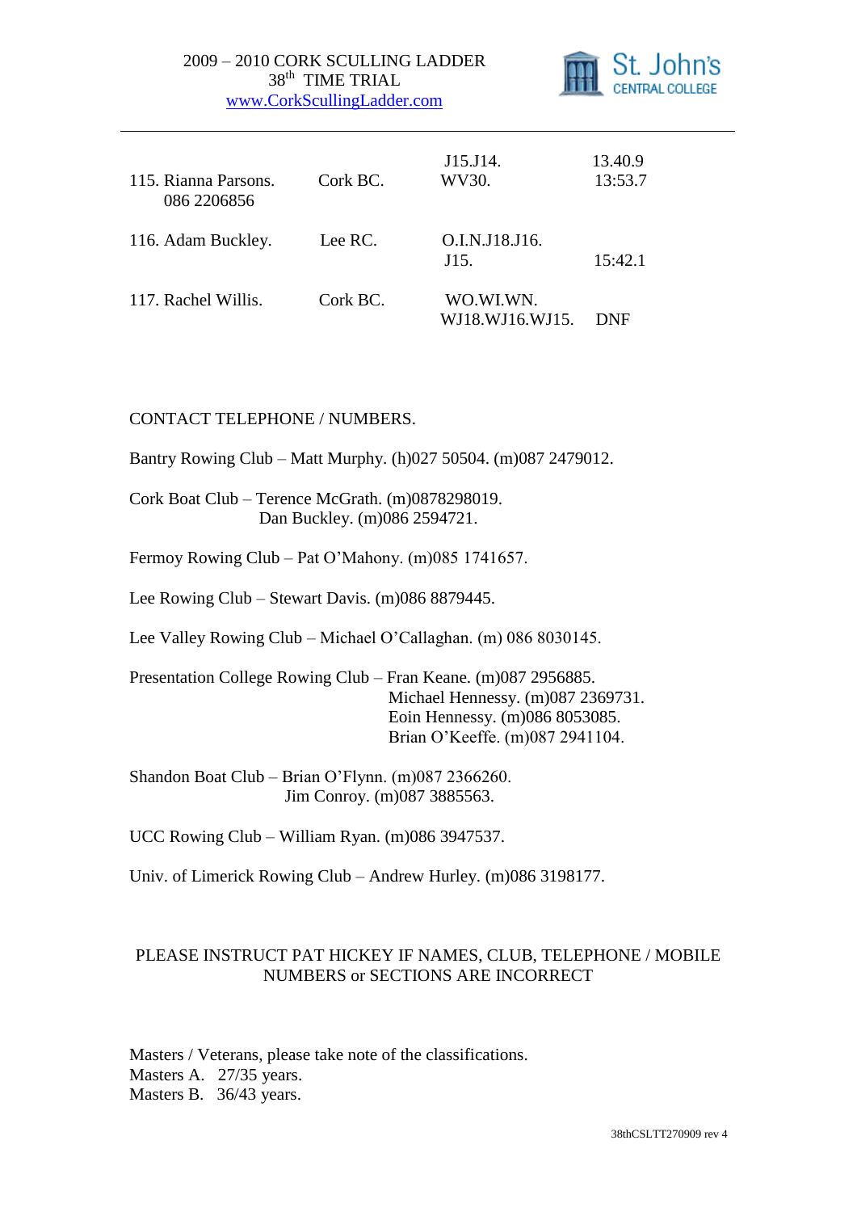| | | | |
|---|---|---|---|
| 115. Rianna Parsons. 086 2206856 | Cork BC. | J15.J14. WV30. | 13.40.9 13:53.7 |
| 116. Adam Buckley. | Lee RC. | O.I.N.J18.J16. J15. | 15:42.1 |
| 117. Rachel Willis. | Cork BC. | WO.WI.WN. WJ18.WJ16.WJ15. | DNF |

CONTACT TELEPHONE / NUMBERS.

Bantry Rowing Club – Matt Murphy. (h)027 50504. (m)087 2479012.

Cork Boat Club – Terence McGrath. (m)0878298019.
Dan Buckley. (m)086 2594721.

Fermoy Rowing Club – Pat O'Mahony. (m)085 1741657.

Lee Rowing Club – Stewart Davis. (m)086 8879445.

Lee Valley Rowing Club – Michael O'Callaghan. (m) 086 8030145.

Presentation College Rowing Club – Fran Keane. (m)087 2956885.
Michael Hennessy. (m)087 2369731.
Eoin Hennessy. (m)086 8053085.
Brian O'Keeffe. (m)087 2941104.

Shandon Boat Club – Brian O'Flynn. (m)087 2366260.
Jim Conroy. (m)087 3885563.

UCC Rowing Club – William Ryan. (m)086 3947537.

Univ. of Limerick Rowing Club – Andrew Hurley. (m)086 3198177.

PLEASE INSTRUCT PAT HICKEY IF NAMES, CLUB, TELEPHONE / MOBILE NUMBERS or SECTIONS ARE INCORRECT

Masters / Veterans, please take note of the classifications.
Masters A. 27/35 years.
Masters B. 36/43 years.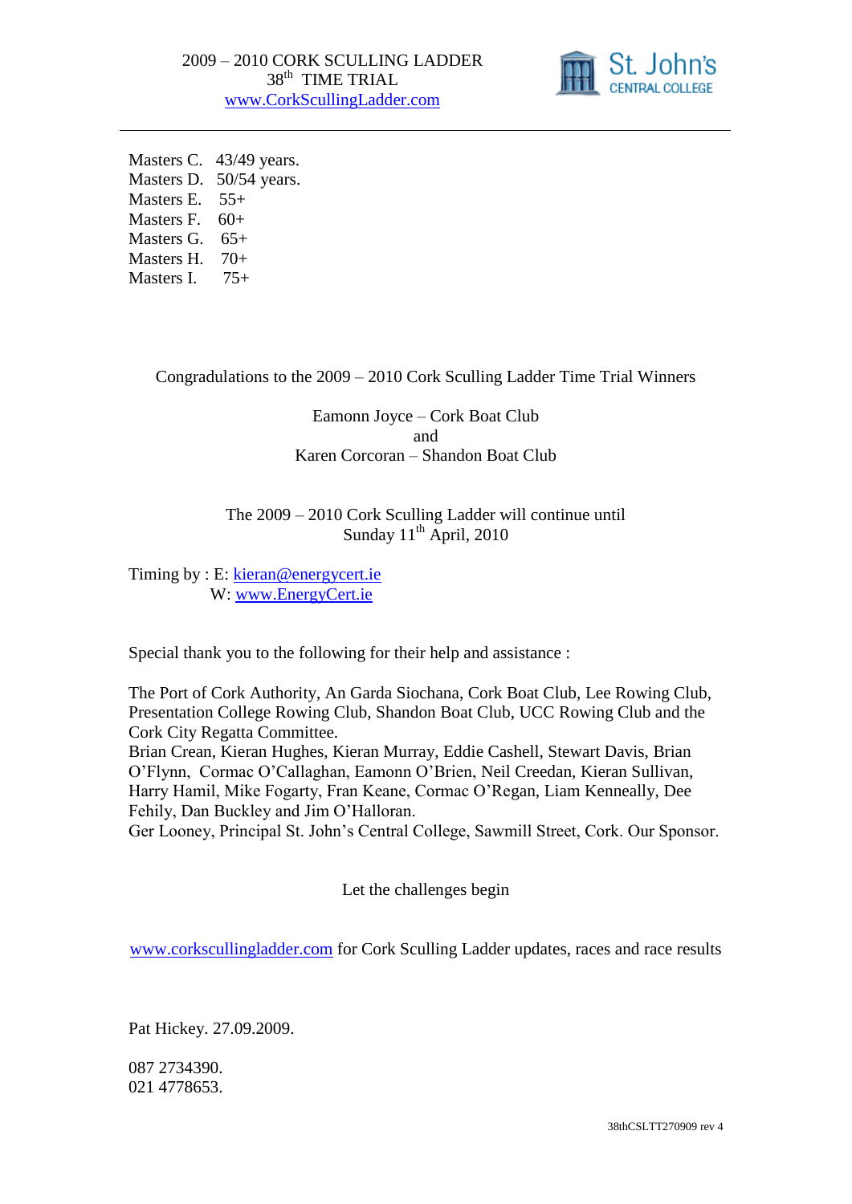Masters C. 43/49 years.
Masters D. 50/54 years.
Masters E. 55+
Masters F. 60+
Masters G. 65+
Masters H. 70+
Masters I. 75+

Congradulations to the 2009 – 2010 Cork Sculling Ladder Time Trial Winners

Eamonn Joyce – Cork Boat Club
and
Karen Corcoran – Shandon Boat Club

The 2009 – 2010 Cork Sculling Ladder will continue until
Sunday 11th April, 2010

Timing by : E: kieran@energycert.ie
W: www.EnergyCert.ie

Special thank you to the following for their help and assistance :

The Port of Cork Authority, An Garda Siochana, Cork Boat Club, Lee Rowing Club, Presentation College Rowing Club, Shandon Boat Club, UCC Rowing Club and the Cork City Regatta Committee.
Brian Crean, Kieran Hughes, Kieran Murray, Eddie Cashell, Stewart Davis, Brian O'Flynn, Cormac O'Callaghan, Eamonn O'Brien, Neil Creedan, Kieran Sullivan, Harry Hamil, Mike Fogarty, Fran Keane, Cormac O'Regan, Liam Kenneally, Dee Fehily, Dan Buckley and Jim O'Halloran.
Ger Looney, Principal St. John's Central College, Sawmill Street, Cork. Our Sponsor.

Let the challenges begin

www.corkscullingladder.com for Cork Sculling Ladder updates, races and race results

Pat Hickey. 27.09.2009.

087 2734390.
021 4778653.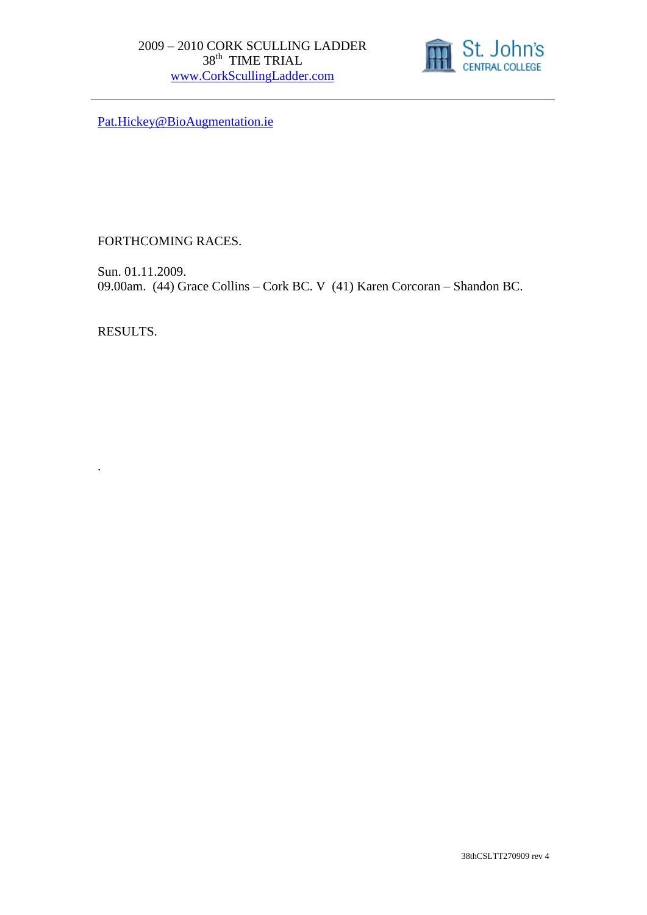Pat.Hickey@BioAugmentation.ie

FORTHCOMING RACES.

Sun. 01.11.2009.
09.00am. (44) Grace Collins – Cork BC. V (41) Karen Corcoran – Shandon BC.

RESULTS.

.